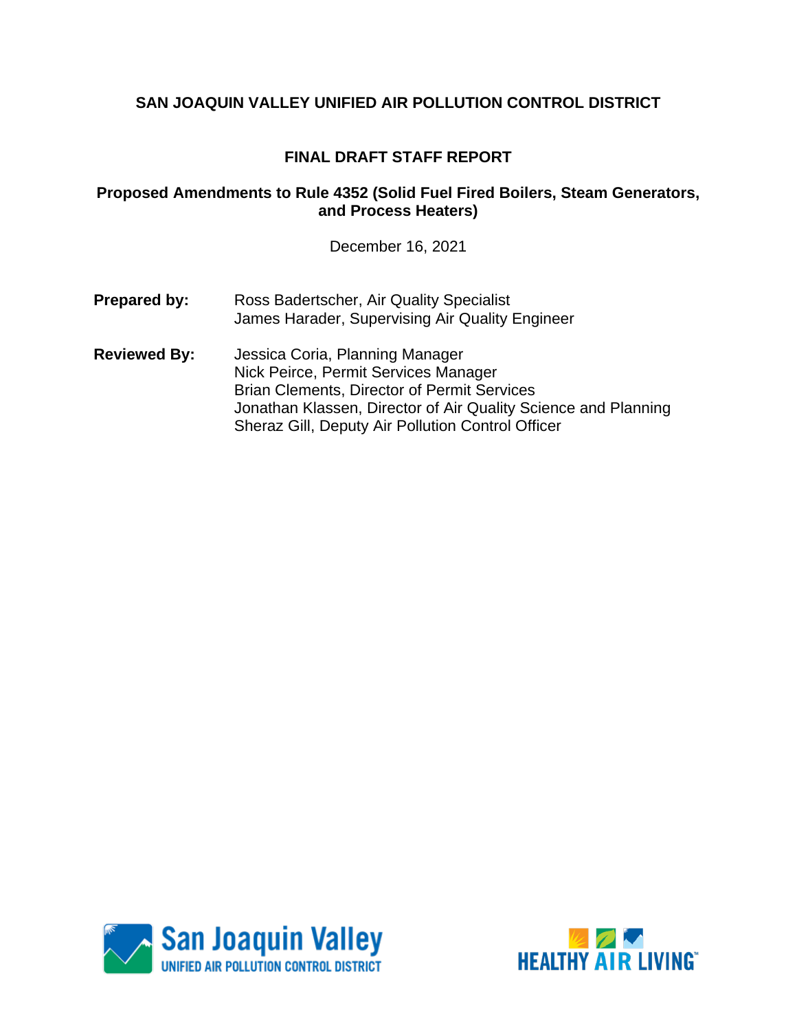# SAN JOAQUIN VALLEY UNIFIED AIR POLLUTION CONTROL DISTRICT

## FINAL DRAFT STAFF REPORT

### Proposed Amendments to Rule 4352 (Solid Fuel Fired Boilers, Steam Generators, and Process Heaters)

December 16, 2021

**Prepared by:** Ross Badertscher, Air Quality Specialist
James Harader, Supervising Air Quality Engineer

**Reviewed By:** Jessica Coria, Planning Manager
Nick Peirce, Permit Services Manager
Brian Clements, Director of Permit Services
Jonathan Klassen, Director of Air Quality Science and Planning
Sheraz Gill, Deputy Air Pollution Control Officer

San Joaquin Valley UNIFIED AIR POLLUTION CONTROL DISTRICT

HEALTHY AIR LIVING™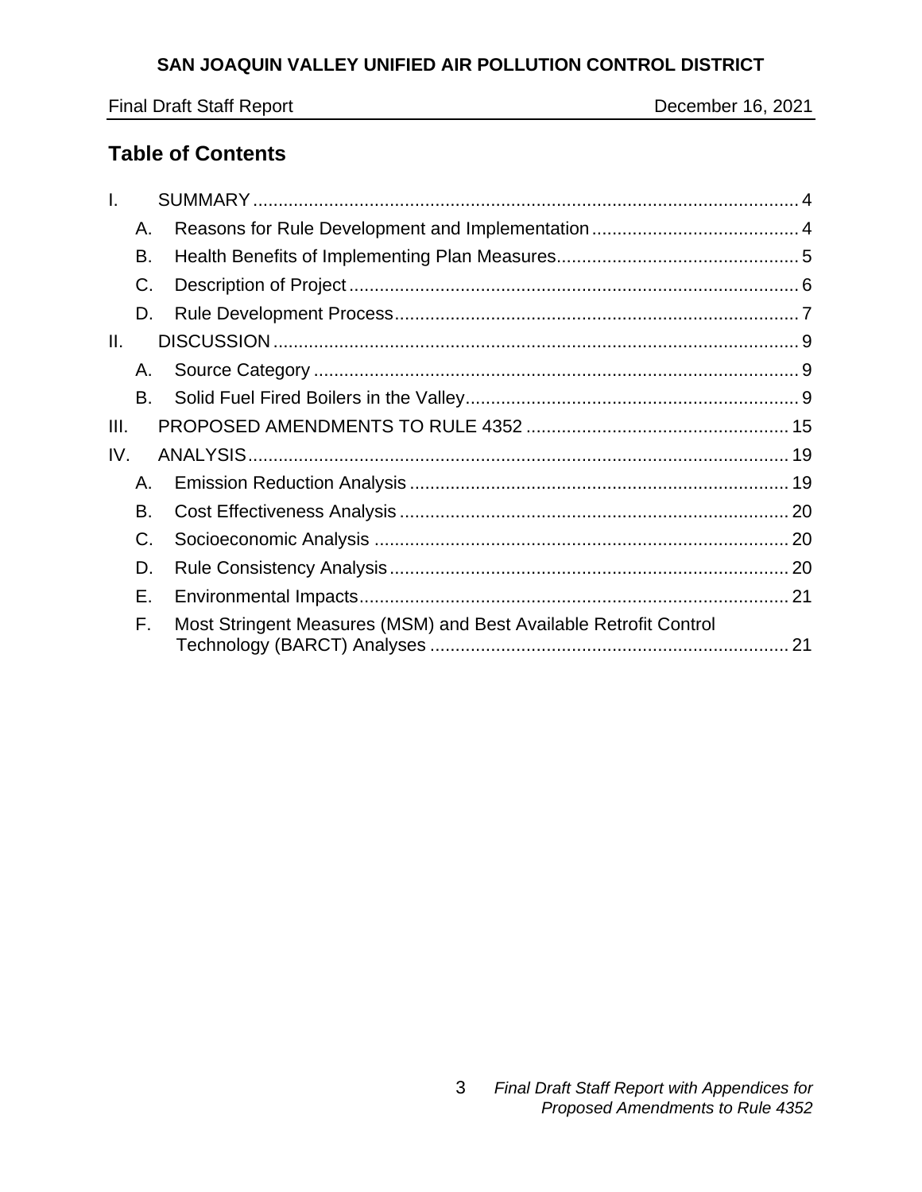## Table of Contents

- I. SUMMARY ........ 4
  - A. Reasons for Rule Development and Implementation ........ 4
  - B. Health Benefits of Implementing Plan Measures ........ 5
  - C. Description of Project ........ 6
  - D. Rule Development Process ........ 7
- II. DISCUSSION ........ 9
  - A. Source Category ........ 9
  - B. Solid Fuel Fired Boilers in the Valley ........ 9
- III. PROPOSED AMENDMENTS TO RULE 4352 ........ 15
- IV. ANALYSIS ........ 19
  - A. Emission Reduction Analysis ........ 19
  - B. Cost Effectiveness Analysis ........ 20
  - C. Socioeconomic Analysis ........ 20
  - D. Rule Consistency Analysis ........ 20
  - E. Environmental Impacts ........ 21
  - F. Most Stringent Measures (MSM) and Best Available Retrofit Control Technology (BARCT) Analyses ........ 21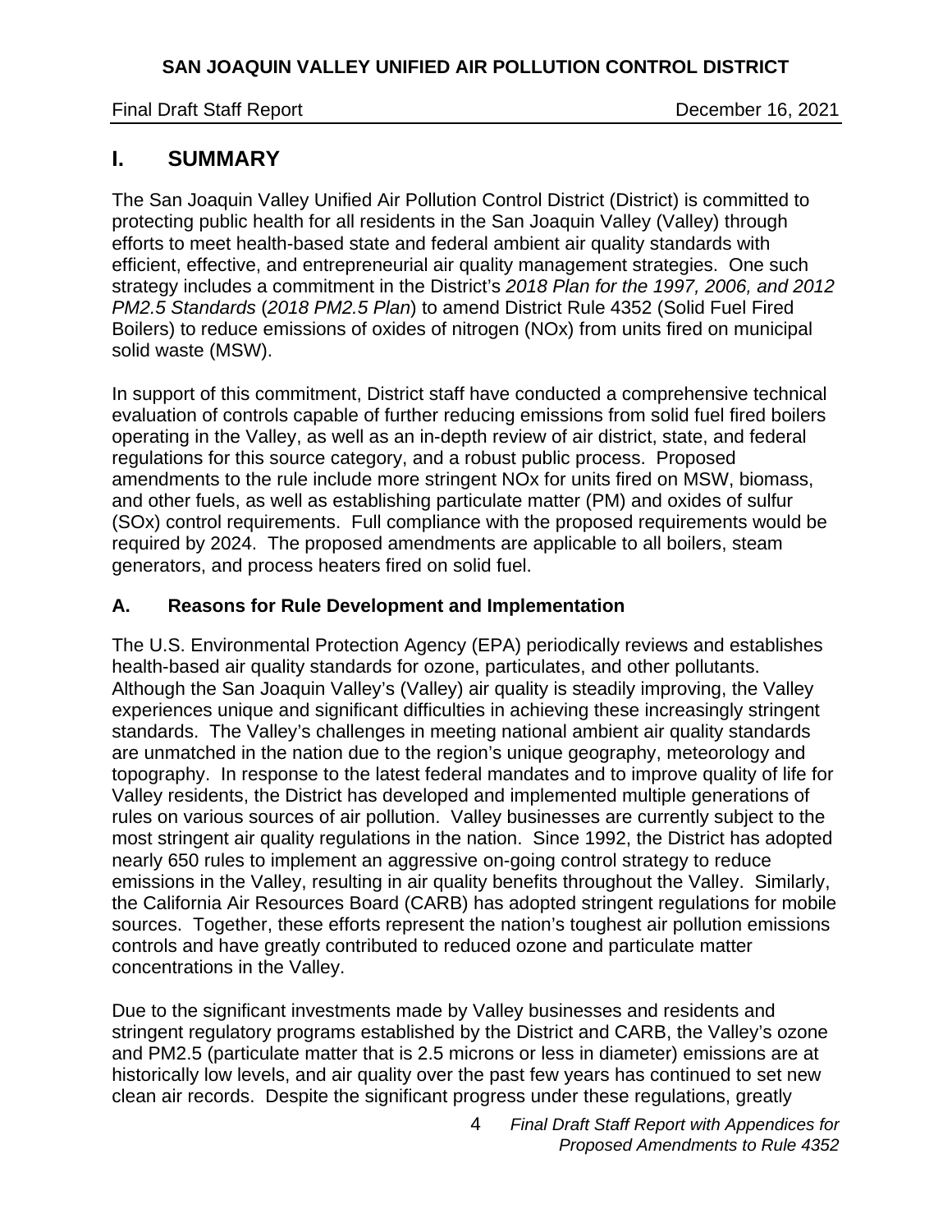# I. SUMMARY

The San Joaquin Valley Unified Air Pollution Control District (District) is committed to protecting public health for all residents in the San Joaquin Valley (Valley) through efforts to meet health-based state and federal ambient air quality standards with efficient, effective, and entrepreneurial air quality management strategies. One such strategy includes a commitment in the District's *2018 Plan for the 1997, 2006, and 2012 PM2.5 Standards* (*2018 PM2.5 Plan*) to amend District Rule 4352 (Solid Fuel Fired Boilers) to reduce emissions of oxides of nitrogen (NOx) from units fired on municipal solid waste (MSW).

In support of this commitment, District staff have conducted a comprehensive technical evaluation of controls capable of further reducing emissions from solid fuel fired boilers operating in the Valley, as well as an in-depth review of air district, state, and federal regulations for this source category, and a robust public process. Proposed amendments to the rule include more stringent NOx for units fired on MSW, biomass, and other fuels, as well as establishing particulate matter (PM) and oxides of sulfur (SOx) control requirements. Full compliance with the proposed requirements would be required by 2024. The proposed amendments are applicable to all boilers, steam generators, and process heaters fired on solid fuel.

## A. Reasons for Rule Development and Implementation

The U.S. Environmental Protection Agency (EPA) periodically reviews and establishes health-based air quality standards for ozone, particulates, and other pollutants. Although the San Joaquin Valley's (Valley) air quality is steadily improving, the Valley experiences unique and significant difficulties in achieving these increasingly stringent standards. The Valley's challenges in meeting national ambient air quality standards are unmatched in the nation due to the region's unique geography, meteorology and topography. In response to the latest federal mandates and to improve quality of life for Valley residents, the District has developed and implemented multiple generations of rules on various sources of air pollution. Valley businesses are currently subject to the most stringent air quality regulations in the nation. Since 1992, the District has adopted nearly 650 rules to implement an aggressive on-going control strategy to reduce emissions in the Valley, resulting in air quality benefits throughout the Valley. Similarly, the California Air Resources Board (CARB) has adopted stringent regulations for mobile sources. Together, these efforts represent the nation's toughest air pollution emissions controls and have greatly contributed to reduced ozone and particulate matter concentrations in the Valley.

Due to the significant investments made by Valley businesses and residents and stringent regulatory programs established by the District and CARB, the Valley's ozone and PM2.5 (particulate matter that is 2.5 microns or less in diameter) emissions are at historically low levels, and air quality over the past few years has continued to set new clean air records. Despite the significant progress under these regulations, greatly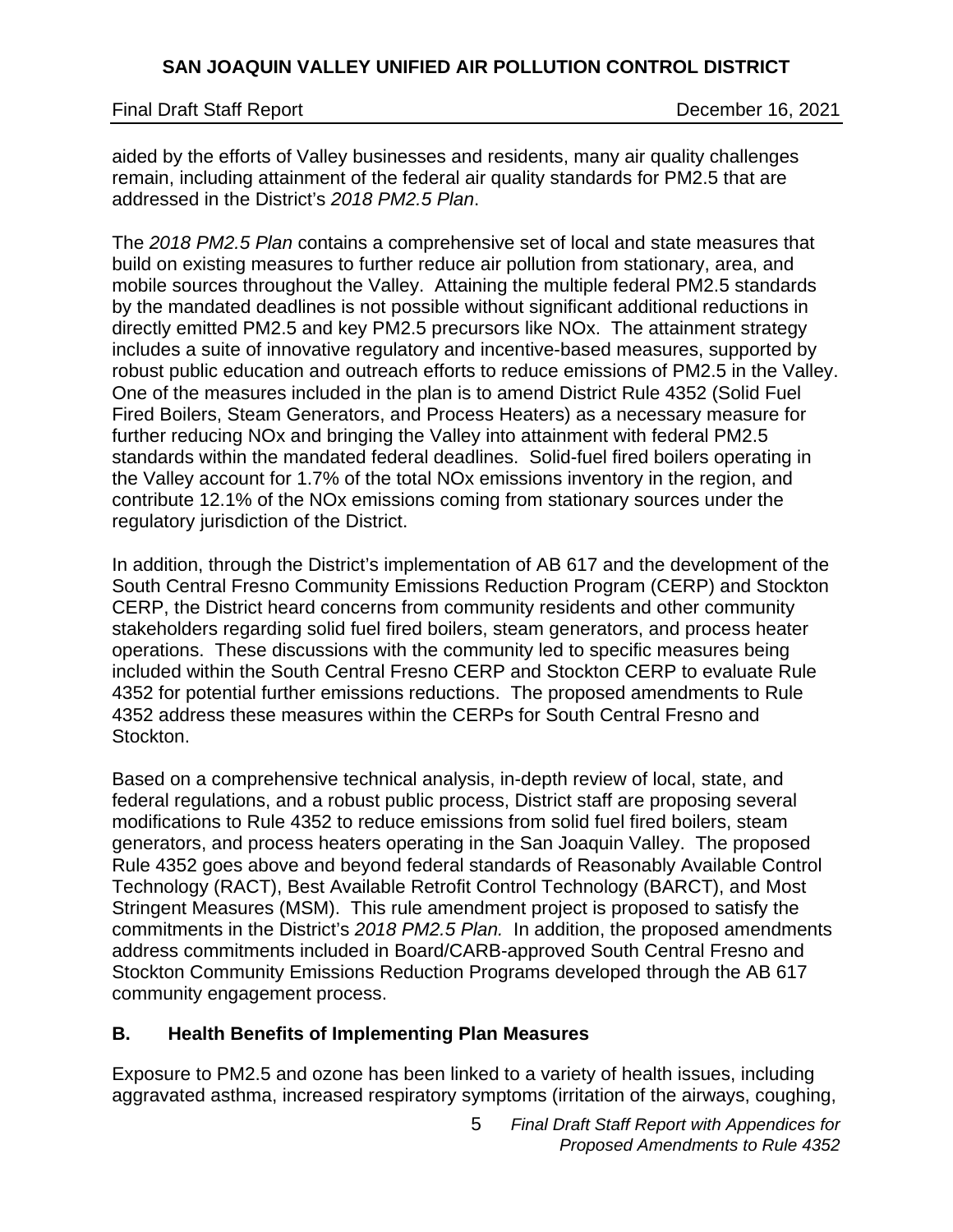aided by the efforts of Valley businesses and residents, many air quality challenges remain, including attainment of the federal air quality standards for PM2.5 that are addressed in the District's *2018 PM2.5 Plan*.

The *2018 PM2.5 Plan* contains a comprehensive set of local and state measures that build on existing measures to further reduce air pollution from stationary, area, and mobile sources throughout the Valley. Attaining the multiple federal PM2.5 standards by the mandated deadlines is not possible without significant additional reductions in directly emitted PM2.5 and key PM2.5 precursors like NOx. The attainment strategy includes a suite of innovative regulatory and incentive-based measures, supported by robust public education and outreach efforts to reduce emissions of PM2.5 in the Valley. One of the measures included in the plan is to amend District Rule 4352 (Solid Fuel Fired Boilers, Steam Generators, and Process Heaters) as a necessary measure for further reducing NOx and bringing the Valley into attainment with federal PM2.5 standards within the mandated federal deadlines. Solid-fuel fired boilers operating in the Valley account for 1.7% of the total NOx emissions inventory in the region, and contribute 12.1% of the NOx emissions coming from stationary sources under the regulatory jurisdiction of the District.

In addition, through the District's implementation of AB 617 and the development of the South Central Fresno Community Emissions Reduction Program (CERP) and Stockton CERP, the District heard concerns from community residents and other community stakeholders regarding solid fuel fired boilers, steam generators, and process heater operations. These discussions with the community led to specific measures being included within the South Central Fresno CERP and Stockton CERP to evaluate Rule 4352 for potential further emissions reductions. The proposed amendments to Rule 4352 address these measures within the CERPs for South Central Fresno and Stockton.

Based on a comprehensive technical analysis, in-depth review of local, state, and federal regulations, and a robust public process, District staff are proposing several modifications to Rule 4352 to reduce emissions from solid fuel fired boilers, steam generators, and process heaters operating in the San Joaquin Valley. The proposed Rule 4352 goes above and beyond federal standards of Reasonably Available Control Technology (RACT), Best Available Retrofit Control Technology (BARCT), and Most Stringent Measures (MSM). This rule amendment project is proposed to satisfy the commitments in the District's *2018 PM2.5 Plan.* In addition, the proposed amendments address commitments included in Board/CARB-approved South Central Fresno and Stockton Community Emissions Reduction Programs developed through the AB 617 community engagement process.

## B. Health Benefits of Implementing Plan Measures

Exposure to PM2.5 and ozone has been linked to a variety of health issues, including aggravated asthma, increased respiratory symptoms (irritation of the airways, coughing,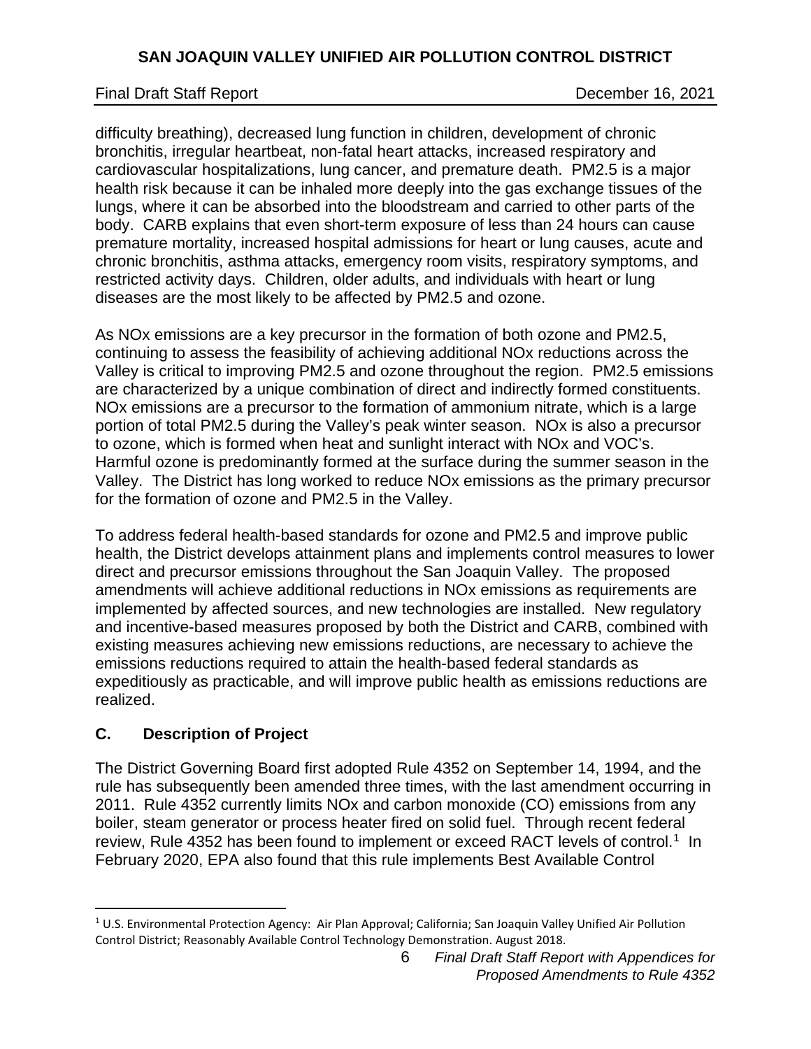difficulty breathing), decreased lung function in children, development of chronic bronchitis, irregular heartbeat, non-fatal heart attacks, increased respiratory and cardiovascular hospitalizations, lung cancer, and premature death. PM2.5 is a major health risk because it can be inhaled more deeply into the gas exchange tissues of the lungs, where it can be absorbed into the bloodstream and carried to other parts of the body. CARB explains that even short-term exposure of less than 24 hours can cause premature mortality, increased hospital admissions for heart or lung causes, acute and chronic bronchitis, asthma attacks, emergency room visits, respiratory symptoms, and restricted activity days. Children, older adults, and individuals with heart or lung diseases are the most likely to be affected by PM2.5 and ozone.

As NOx emissions are a key precursor in the formation of both ozone and PM2.5, continuing to assess the feasibility of achieving additional NOx reductions across the Valley is critical to improving PM2.5 and ozone throughout the region. PM2.5 emissions are characterized by a unique combination of direct and indirectly formed constituents. NOx emissions are a precursor to the formation of ammonium nitrate, which is a large portion of total PM2.5 during the Valley's peak winter season. NOx is also a precursor to ozone, which is formed when heat and sunlight interact with NOx and VOC's. Harmful ozone is predominantly formed at the surface during the summer season in the Valley. The District has long worked to reduce NOx emissions as the primary precursor for the formation of ozone and PM2.5 in the Valley.

To address federal health-based standards for ozone and PM2.5 and improve public health, the District develops attainment plans and implements control measures to lower direct and precursor emissions throughout the San Joaquin Valley. The proposed amendments will achieve additional reductions in NOx emissions as requirements are implemented by affected sources, and new technologies are installed. New regulatory and incentive-based measures proposed by both the District and CARB, combined with existing measures achieving new emissions reductions, are necessary to achieve the emissions reductions required to attain the health-based federal standards as expeditiously as practicable, and will improve public health as emissions reductions are realized.

## C. Description of Project

The District Governing Board first adopted Rule 4352 on September 14, 1994, and the rule has subsequently been amended three times, with the last amendment occurring in 2011. Rule 4352 currently limits NOx and carbon monoxide (CO) emissions from any boiler, steam generator or process heater fired on solid fuel. Through recent federal review, Rule 4352 has been found to implement or exceed RACT levels of control.[1] In February 2020, EPA also found that this rule implements Best Available Control

---

[1] U.S. Environmental Protection Agency: Air Plan Approval; California; San Joaquin Valley Unified Air Pollution Control District; Reasonably Available Control Technology Demonstration. August 2018.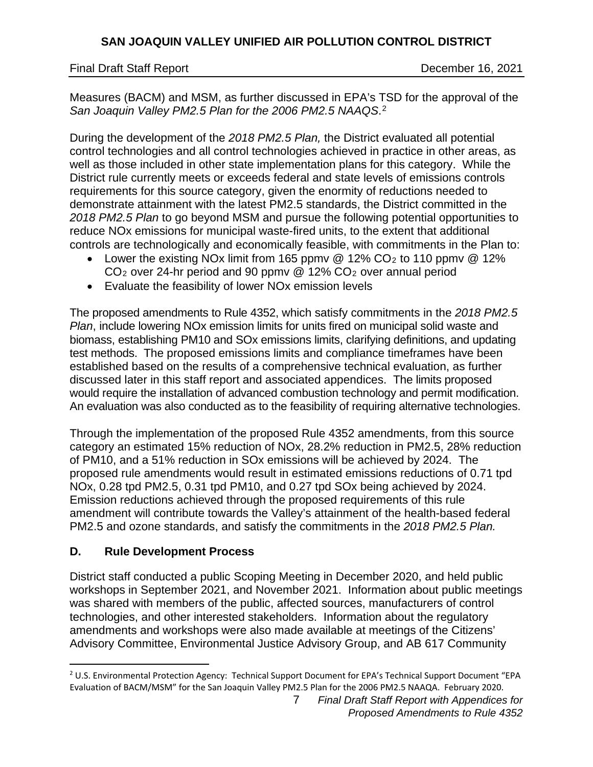Measures (BACM) and MSM, as further discussed in EPA's TSD for the approval of the *San Joaquin Valley PM2.5 Plan for the 2006 PM2.5 NAAQS*.[2]

During the development of the *2018 PM2.5 Plan,* the District evaluated all potential control technologies and all control technologies achieved in practice in other areas, as well as those included in other state implementation plans for this category. While the District rule currently meets or exceeds federal and state levels of emissions controls requirements for this source category, given the enormity of reductions needed to demonstrate attainment with the latest PM2.5 standards, the District committed in the *2018 PM2.5 Plan* to go beyond MSM and pursue the following potential opportunities to reduce NOx emissions for municipal waste-fired units, to the extent that additional controls are technologically and economically feasible, with commitments in the Plan to:

- Lower the existing NOx limit from 165 ppmv @ 12% $CO_2$ to 110 ppmv @ 12% $CO_2$ over 24-hr period and 90 ppmv @ 12% $CO_2$ over annual period
- Evaluate the feasibility of lower NOx emission levels

The proposed amendments to Rule 4352, which satisfy commitments in the *2018 PM2.5 Plan*, include lowering NOx emission limits for units fired on municipal solid waste and biomass, establishing PM10 and SOx emissions limits, clarifying definitions, and updating test methods. The proposed emissions limits and compliance timeframes have been established based on the results of a comprehensive technical evaluation, as further discussed later in this staff report and associated appendices. The limits proposed would require the installation of advanced combustion technology and permit modification. An evaluation was also conducted as to the feasibility of requiring alternative technologies.

Through the implementation of the proposed Rule 4352 amendments, from this source category an estimated 15% reduction of NOx, 28.2% reduction in PM2.5, 28% reduction of PM10, and a 51% reduction in SOx emissions will be achieved by 2024. The proposed rule amendments would result in estimated emissions reductions of 0.71 tpd NOx, 0.28 tpd PM2.5, 0.31 tpd PM10, and 0.27 tpd SOx being achieved by 2024. Emission reductions achieved through the proposed requirements of this rule amendment will contribute towards the Valley's attainment of the health-based federal PM2.5 and ozone standards, and satisfy the commitments in the *2018 PM2.5 Plan.*

## D. Rule Development Process

District staff conducted a public Scoping Meeting in December 2020, and held public workshops in September 2021, and November 2021. Information about public meetings was shared with members of the public, affected sources, manufacturers of control technologies, and other interested stakeholders. Information about the regulatory amendments and workshops were also made available at meetings of the Citizens' Advisory Committee, Environmental Justice Advisory Group, and AB 617 Community

---

[2] U.S. Environmental Protection Agency: Technical Support Document for EPA's Technical Support Document "EPA Evaluation of BACM/MSM" for the San Joaquin Valley PM2.5 Plan for the 2006 PM2.5 NAAQA. February 2020.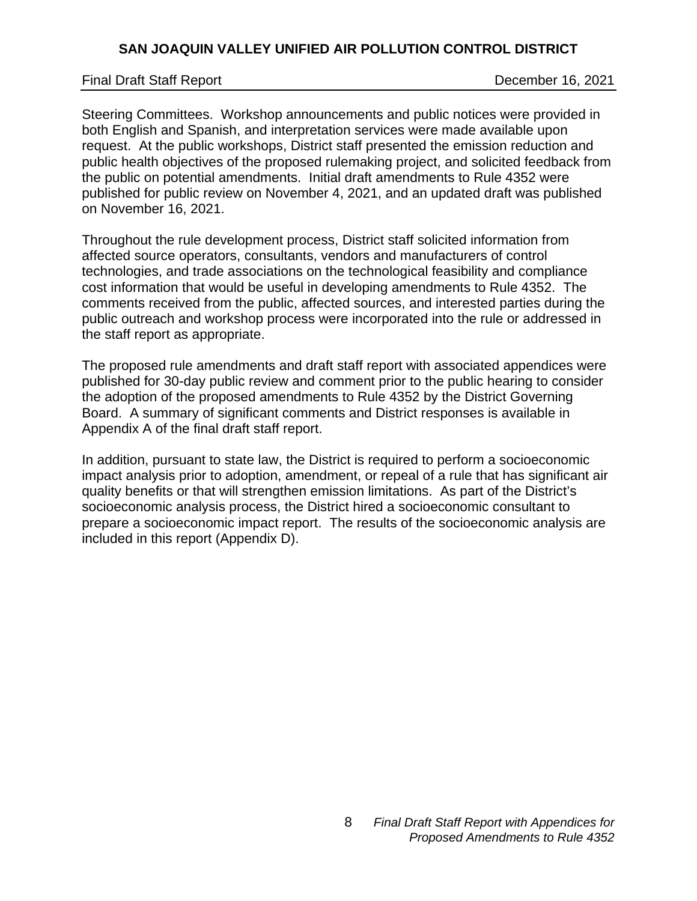Steering Committees. Workshop announcements and public notices were provided in both English and Spanish, and interpretation services were made available upon request. At the public workshops, District staff presented the emission reduction and public health objectives of the proposed rulemaking project, and solicited feedback from the public on potential amendments. Initial draft amendments to Rule 4352 were published for public review on November 4, 2021, and an updated draft was published on November 16, 2021.

Throughout the rule development process, District staff solicited information from affected source operators, consultants, vendors and manufacturers of control technologies, and trade associations on the technological feasibility and compliance cost information that would be useful in developing amendments to Rule 4352. The comments received from the public, affected sources, and interested parties during the public outreach and workshop process were incorporated into the rule or addressed in the staff report as appropriate.

The proposed rule amendments and draft staff report with associated appendices were published for 30-day public review and comment prior to the public hearing to consider the adoption of the proposed amendments to Rule 4352 by the District Governing Board. A summary of significant comments and District responses is available in Appendix A of the final draft staff report.

In addition, pursuant to state law, the District is required to perform a socioeconomic impact analysis prior to adoption, amendment, or repeal of a rule that has significant air quality benefits or that will strengthen emission limitations. As part of the District's socioeconomic analysis process, the District hired a socioeconomic consultant to prepare a socioeconomic impact report. The results of the socioeconomic analysis are included in this report (Appendix D).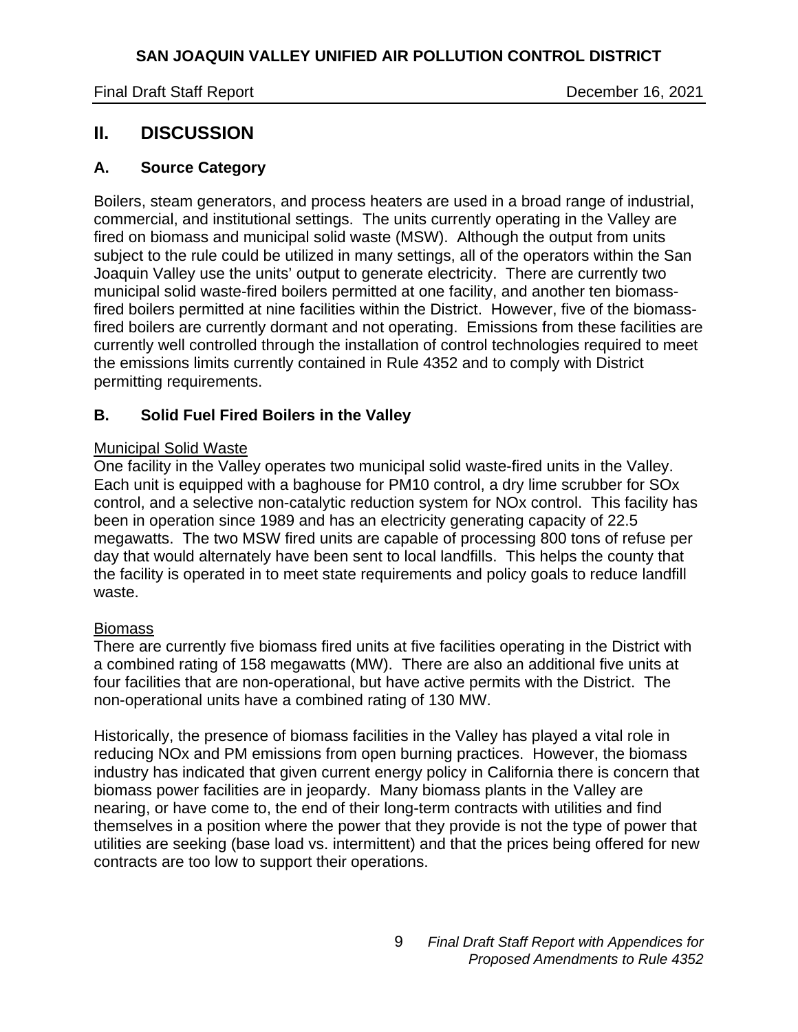## II. DISCUSSION

### A. Source Category

Boilers, steam generators, and process heaters are used in a broad range of industrial, commercial, and institutional settings. The units currently operating in the Valley are fired on biomass and municipal solid waste (MSW). Although the output from units subject to the rule could be utilized in many settings, all of the operators within the San Joaquin Valley use the units' output to generate electricity. There are currently two municipal solid waste-fired boilers permitted at one facility, and another ten biomass-fired boilers permitted at nine facilities within the District. However, five of the biomass-fired boilers are currently dormant and not operating. Emissions from these facilities are currently well controlled through the installation of control technologies required to meet the emissions limits currently contained in Rule 4352 and to comply with District permitting requirements.

### B. Solid Fuel Fired Boilers in the Valley

Municipal Solid Waste

One facility in the Valley operates two municipal solid waste-fired units in the Valley. Each unit is equipped with a baghouse for PM10 control, a dry lime scrubber for SOx control, and a selective non-catalytic reduction system for NOx control. This facility has been in operation since 1989 and has an electricity generating capacity of 22.5 megawatts. The two MSW fired units are capable of processing 800 tons of refuse per day that would alternately have been sent to local landfills. This helps the county that the facility is operated in to meet state requirements and policy goals to reduce landfill waste.

Biomass

There are currently five biomass fired units at five facilities operating in the District with a combined rating of 158 megawatts (MW). There are also an additional five units at four facilities that are non-operational, but have active permits with the District. The non-operational units have a combined rating of 130 MW.

Historically, the presence of biomass facilities in the Valley has played a vital role in reducing NOx and PM emissions from open burning practices. However, the biomass industry has indicated that given current energy policy in California there is concern that biomass power facilities are in jeopardy. Many biomass plants in the Valley are nearing, or have come to, the end of their long-term contracts with utilities and find themselves in a position where the power that they provide is not the type of power that utilities are seeking (base load vs. intermittent) and that the prices being offered for new contracts are too low to support their operations.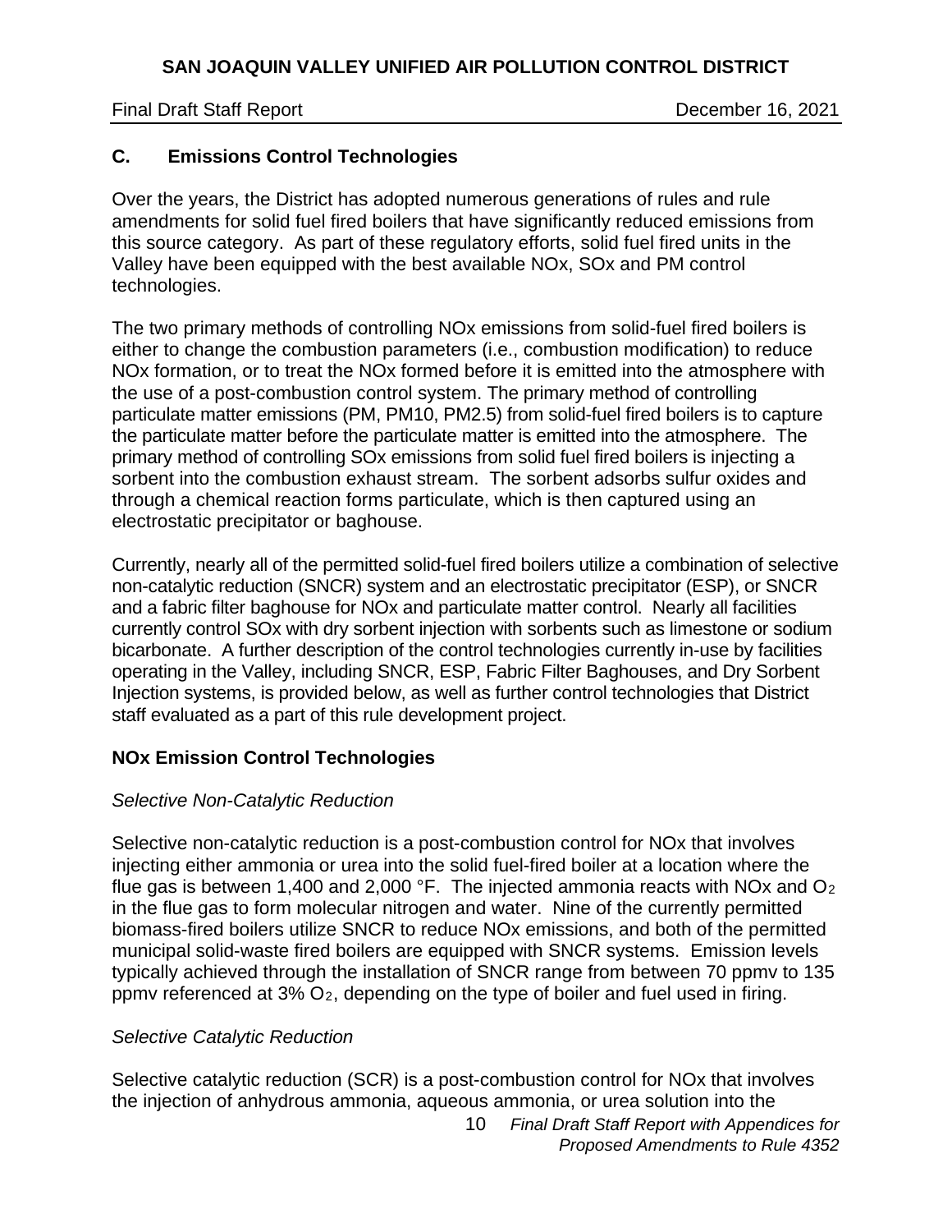## C. Emissions Control Technologies

Over the years, the District has adopted numerous generations of rules and rule amendments for solid fuel fired boilers that have significantly reduced emissions from this source category. As part of these regulatory efforts, solid fuel fired units in the Valley have been equipped with the best available NOx, SOx and PM control technologies.

The two primary methods of controlling NOx emissions from solid-fuel fired boilers is either to change the combustion parameters (i.e., combustion modification) to reduce NOx formation, or to treat the NOx formed before it is emitted into the atmosphere with the use of a post-combustion control system. The primary method of controlling particulate matter emissions (PM, PM10, PM2.5) from solid-fuel fired boilers is to capture the particulate matter before the particulate matter is emitted into the atmosphere. The primary method of controlling SOx emissions from solid fuel fired boilers is injecting a sorbent into the combustion exhaust stream. The sorbent adsorbs sulfur oxides and through a chemical reaction forms particulate, which is then captured using an electrostatic precipitator or baghouse.

Currently, nearly all of the permitted solid-fuel fired boilers utilize a combination of selective non-catalytic reduction (SNCR) system and an electrostatic precipitator (ESP), or SNCR and a fabric filter baghouse for NOx and particulate matter control. Nearly all facilities currently control SOx with dry sorbent injection with sorbents such as limestone or sodium bicarbonate. A further description of the control technologies currently in-use by facilities operating in the Valley, including SNCR, ESP, Fabric Filter Baghouses, and Dry Sorbent Injection systems, is provided below, as well as further control technologies that District staff evaluated as a part of this rule development project.

### NOx Emission Control Technologies

*Selective Non-Catalytic Reduction*

Selective non-catalytic reduction is a post-combustion control for NOx that involves injecting either ammonia or urea into the solid fuel-fired boiler at a location where the flue gas is between 1,400 and 2,000 °F. The injected ammonia reacts with NOx and $O_2$ in the flue gas to form molecular nitrogen and water. Nine of the currently permitted biomass-fired boilers utilize SNCR to reduce NOx emissions, and both of the permitted municipal solid-waste fired boilers are equipped with SNCR systems. Emission levels typically achieved through the installation of SNCR range from between 70 ppmv to 135 ppmv referenced at 3% $O_2$, depending on the type of boiler and fuel used in firing.

*Selective Catalytic Reduction*

Selective catalytic reduction (SCR) is a post-combustion control for NOx that involves the injection of anhydrous ammonia, aqueous ammonia, or urea solution into the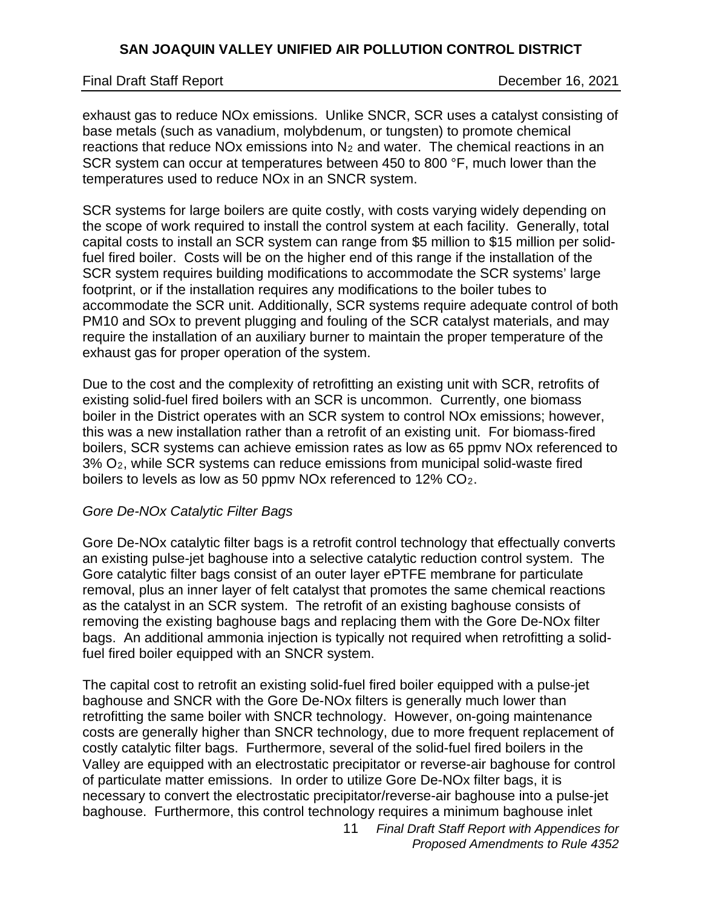exhaust gas to reduce NOx emissions. Unlike SNCR, SCR uses a catalyst consisting of base metals (such as vanadium, molybdenum, or tungsten) to promote chemical reactions that reduce NOx emissions into $N_2$ and water. The chemical reactions in an SCR system can occur at temperatures between 450 to 800 °F, much lower than the temperatures used to reduce NOx in an SNCR system.

SCR systems for large boilers are quite costly, with costs varying widely depending on the scope of work required to install the control system at each facility. Generally, total capital costs to install an SCR system can range from $5 million to $15 million per solid-fuel fired boiler. Costs will be on the higher end of this range if the installation of the SCR system requires building modifications to accommodate the SCR systems' large footprint, or if the installation requires any modifications to the boiler tubes to accommodate the SCR unit. Additionally, SCR systems require adequate control of both PM10 and SOx to prevent plugging and fouling of the SCR catalyst materials, and may require the installation of an auxiliary burner to maintain the proper temperature of the exhaust gas for proper operation of the system.

Due to the cost and the complexity of retrofitting an existing unit with SCR, retrofits of existing solid-fuel fired boilers with an SCR is uncommon. Currently, one biomass boiler in the District operates with an SCR system to control NOx emissions; however, this was a new installation rather than a retrofit of an existing unit. For biomass-fired boilers, SCR systems can achieve emission rates as low as 65 ppmv NOx referenced to 3% $O_2$, while SCR systems can reduce emissions from municipal solid-waste fired boilers to levels as low as 50 ppmv NOx referenced to 12% $CO_2$.

*Gore De-NOx Catalytic Filter Bags*

Gore De-NOx catalytic filter bags is a retrofit control technology that effectually converts an existing pulse-jet baghouse into a selective catalytic reduction control system. The Gore catalytic filter bags consist of an outer layer ePTFE membrane for particulate removal, plus an inner layer of felt catalyst that promotes the same chemical reactions as the catalyst in an SCR system. The retrofit of an existing baghouse consists of removing the existing baghouse bags and replacing them with the Gore De-NOx filter bags. An additional ammonia injection is typically not required when retrofitting a solid-fuel fired boiler equipped with an SNCR system.

The capital cost to retrofit an existing solid-fuel fired boiler equipped with a pulse-jet baghouse and SNCR with the Gore De-NOx filters is generally much lower than retrofitting the same boiler with SNCR technology. However, on-going maintenance costs are generally higher than SNCR technology, due to more frequent replacement of costly catalytic filter bags. Furthermore, several of the solid-fuel fired boilers in the Valley are equipped with an electrostatic precipitator or reverse-air baghouse for control of particulate matter emissions. In order to utilize Gore De-NOx filter bags, it is necessary to convert the electrostatic precipitator/reverse-air baghouse into a pulse-jet baghouse. Furthermore, this control technology requires a minimum baghouse inlet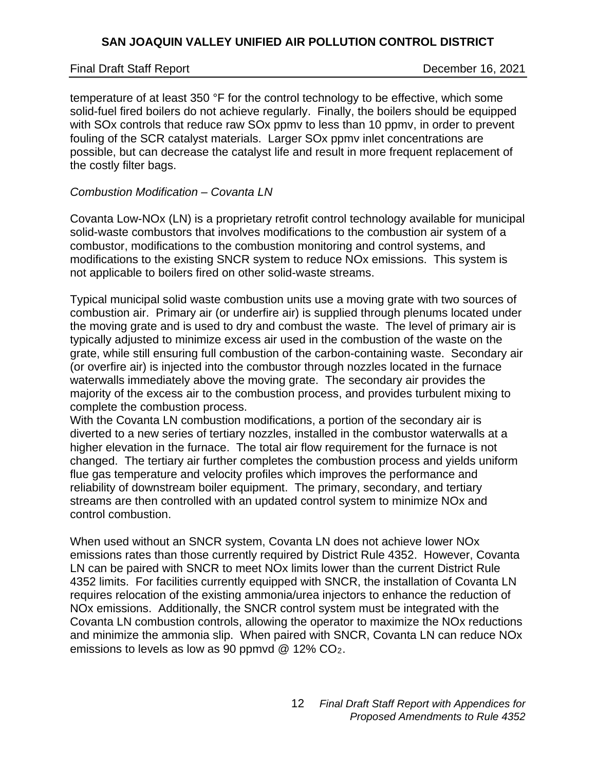temperature of at least 350 °F for the control technology to be effective, which some solid-fuel fired boilers do not achieve regularly. Finally, the boilers should be equipped with SOx controls that reduce raw SOx ppmv to less than 10 ppmv, in order to prevent fouling of the SCR catalyst materials. Larger SOx ppmv inlet concentrations are possible, but can decrease the catalyst life and result in more frequent replacement of the costly filter bags.

*Combustion Modification – Covanta LN*

Covanta Low-NOx (LN) is a proprietary retrofit control technology available for municipal solid-waste combustors that involves modifications to the combustion air system of a combustor, modifications to the combustion monitoring and control systems, and modifications to the existing SNCR system to reduce NOx emissions. This system is not applicable to boilers fired on other solid-waste streams.

Typical municipal solid waste combustion units use a moving grate with two sources of combustion air. Primary air (or underfire air) is supplied through plenums located under the moving grate and is used to dry and combust the waste. The level of primary air is typically adjusted to minimize excess air used in the combustion of the waste on the grate, while still ensuring full combustion of the carbon-containing waste. Secondary air (or overfire air) is injected into the combustor through nozzles located in the furnace waterwalls immediately above the moving grate. The secondary air provides the majority of the excess air to the combustion process, and provides turbulent mixing to complete the combustion process.

With the Covanta LN combustion modifications, a portion of the secondary air is diverted to a new series of tertiary nozzles, installed in the combustor waterwalls at a higher elevation in the furnace. The total air flow requirement for the furnace is not changed. The tertiary air further completes the combustion process and yields uniform flue gas temperature and velocity profiles which improves the performance and reliability of downstream boiler equipment. The primary, secondary, and tertiary streams are then controlled with an updated control system to minimize NOx and control combustion.

When used without an SNCR system, Covanta LN does not achieve lower NOx emissions rates than those currently required by District Rule 4352. However, Covanta LN can be paired with SNCR to meet NOx limits lower than the current District Rule 4352 limits. For facilities currently equipped with SNCR, the installation of Covanta LN requires relocation of the existing ammonia/urea injectors to enhance the reduction of NOx emissions. Additionally, the SNCR control system must be integrated with the Covanta LN combustion controls, allowing the operator to maximize the NOx reductions and minimize the ammonia slip. When paired with SNCR, Covanta LN can reduce NOx emissions to levels as low as 90 ppmvd @ 12% $CO_2$.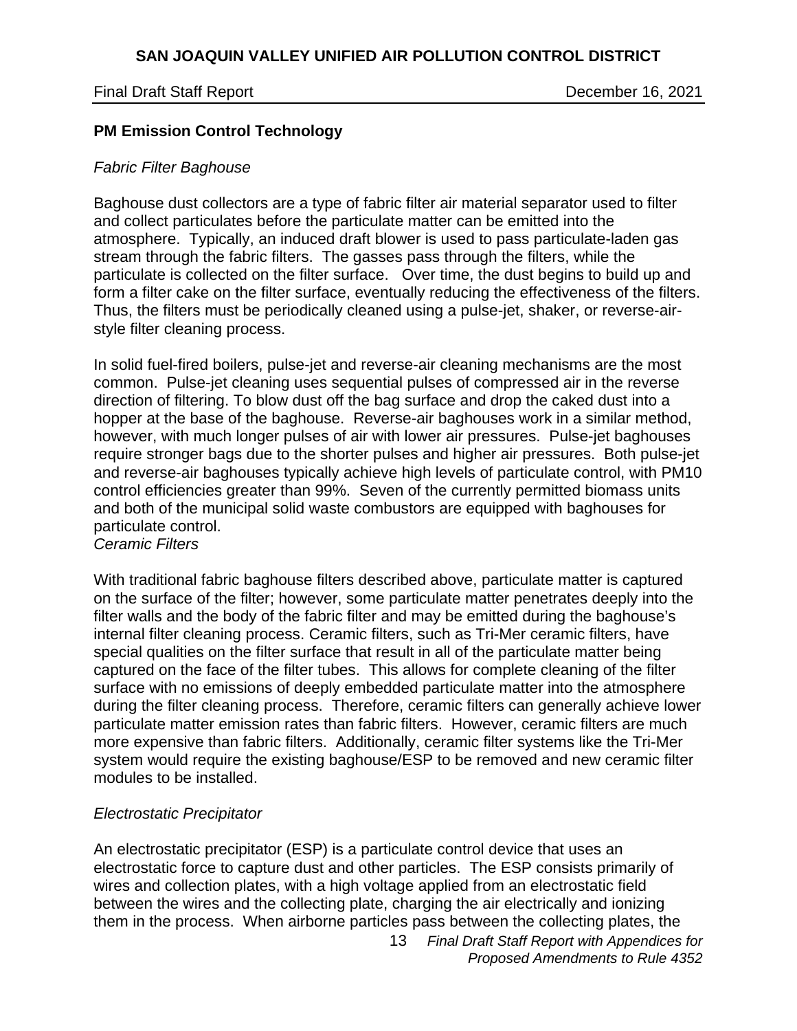## PM Emission Control Technology

*Fabric Filter Baghouse*

Baghouse dust collectors are a type of fabric filter air material separator used to filter and collect particulates before the particulate matter can be emitted into the atmosphere. Typically, an induced draft blower is used to pass particulate-laden gas stream through the fabric filters. The gasses pass through the filters, while the particulate is collected on the filter surface. Over time, the dust begins to build up and form a filter cake on the filter surface, eventually reducing the effectiveness of the filters. Thus, the filters must be periodically cleaned using a pulse-jet, shaker, or reverse-air-style filter cleaning process.

In solid fuel-fired boilers, pulse-jet and reverse-air cleaning mechanisms are the most common. Pulse-jet cleaning uses sequential pulses of compressed air in the reverse direction of filtering. To blow dust off the bag surface and drop the caked dust into a hopper at the base of the baghouse. Reverse-air baghouses work in a similar method, however, with much longer pulses of air with lower air pressures. Pulse-jet baghouses require stronger bags due to the shorter pulses and higher air pressures. Both pulse-jet and reverse-air baghouses typically achieve high levels of particulate control, with PM10 control efficiencies greater than 99%. Seven of the currently permitted biomass units and both of the municipal solid waste combustors are equipped with baghouses for particulate control.

*Ceramic Filters*

With traditional fabric baghouse filters described above, particulate matter is captured on the surface of the filter; however, some particulate matter penetrates deeply into the filter walls and the body of the fabric filter and may be emitted during the baghouse's internal filter cleaning process. Ceramic filters, such as Tri-Mer ceramic filters, have special qualities on the filter surface that result in all of the particulate matter being captured on the face of the filter tubes. This allows for complete cleaning of the filter surface with no emissions of deeply embedded particulate matter into the atmosphere during the filter cleaning process. Therefore, ceramic filters can generally achieve lower particulate matter emission rates than fabric filters. However, ceramic filters are much more expensive than fabric filters. Additionally, ceramic filter systems like the Tri-Mer system would require the existing baghouse/ESP to be removed and new ceramic filter modules to be installed.

*Electrostatic Precipitator*

An electrostatic precipitator (ESP) is a particulate control device that uses an electrostatic force to capture dust and other particles. The ESP consists primarily of wires and collection plates, with a high voltage applied from an electrostatic field between the wires and the collecting plate, charging the air electrically and ionizing them in the process. When airborne particles pass between the collecting plates, the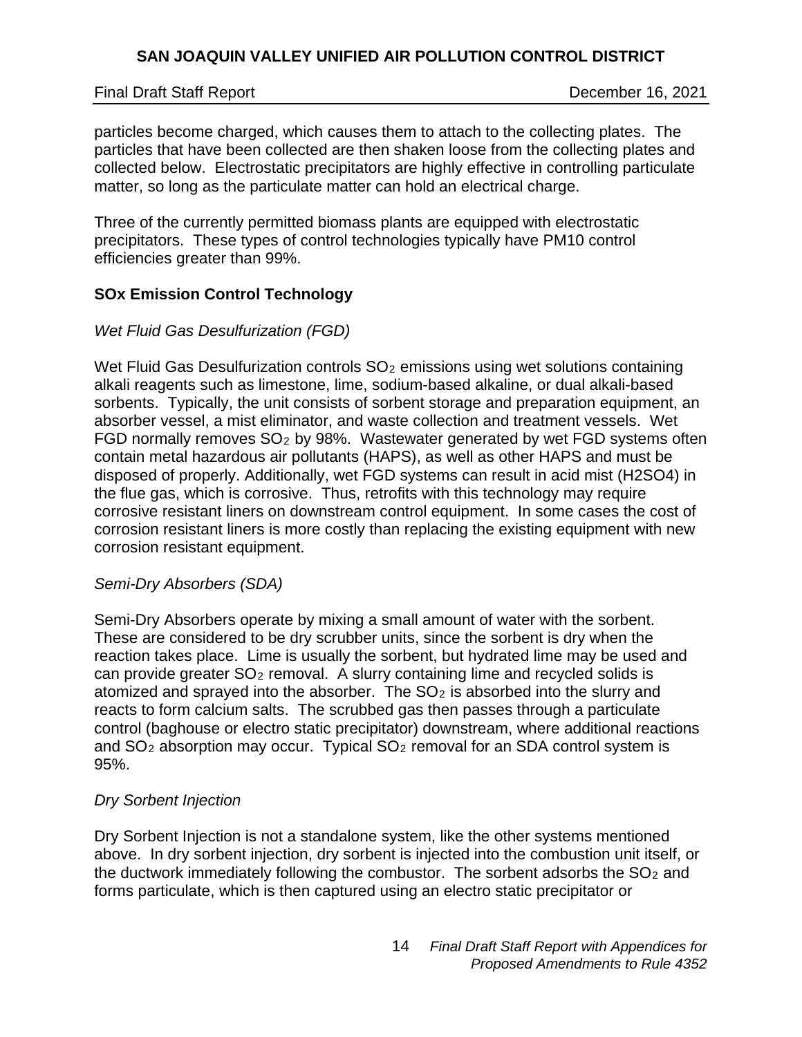particles become charged, which causes them to attach to the collecting plates. The particles that have been collected are then shaken loose from the collecting plates and collected below. Electrostatic precipitators are highly effective in controlling particulate matter, so long as the particulate matter can hold an electrical charge.

Three of the currently permitted biomass plants are equipped with electrostatic precipitators. These types of control technologies typically have PM10 control efficiencies greater than 99%.

### SOx Emission Control Technology

*Wet Fluid Gas Desulfurization (FGD)*

Wet Fluid Gas Desulfurization controls $SO_2$ emissions using wet solutions containing alkali reagents such as limestone, lime, sodium-based alkaline, or dual alkali-based sorbents. Typically, the unit consists of sorbent storage and preparation equipment, an absorber vessel, a mist eliminator, and waste collection and treatment vessels. Wet FGD normally removes $SO_2$ by 98%. Wastewater generated by wet FGD systems often contain metal hazardous air pollutants (HAPS), as well as other HAPS and must be disposed of properly. Additionally, wet FGD systems can result in acid mist (H2SO4) in the flue gas, which is corrosive. Thus, retrofits with this technology may require corrosive resistant liners on downstream control equipment. In some cases the cost of corrosion resistant liners is more costly than replacing the existing equipment with new corrosion resistant equipment.

*Semi-Dry Absorbers (SDA)*

Semi-Dry Absorbers operate by mixing a small amount of water with the sorbent. These are considered to be dry scrubber units, since the sorbent is dry when the reaction takes place. Lime is usually the sorbent, but hydrated lime may be used and can provide greater $SO_2$ removal. A slurry containing lime and recycled solids is atomized and sprayed into the absorber. The $SO_2$ is absorbed into the slurry and reacts to form calcium salts. The scrubbed gas then passes through a particulate control (baghouse or electro static precipitator) downstream, where additional reactions and $SO_2$ absorption may occur. Typical $SO_2$ removal for an SDA control system is 95%.

*Dry Sorbent Injection*

Dry Sorbent Injection is not a standalone system, like the other systems mentioned above. In dry sorbent injection, dry sorbent is injected into the combustion unit itself, or the ductwork immediately following the combustor. The sorbent adsorbs the $SO_2$ and forms particulate, which is then captured using an electro static precipitator or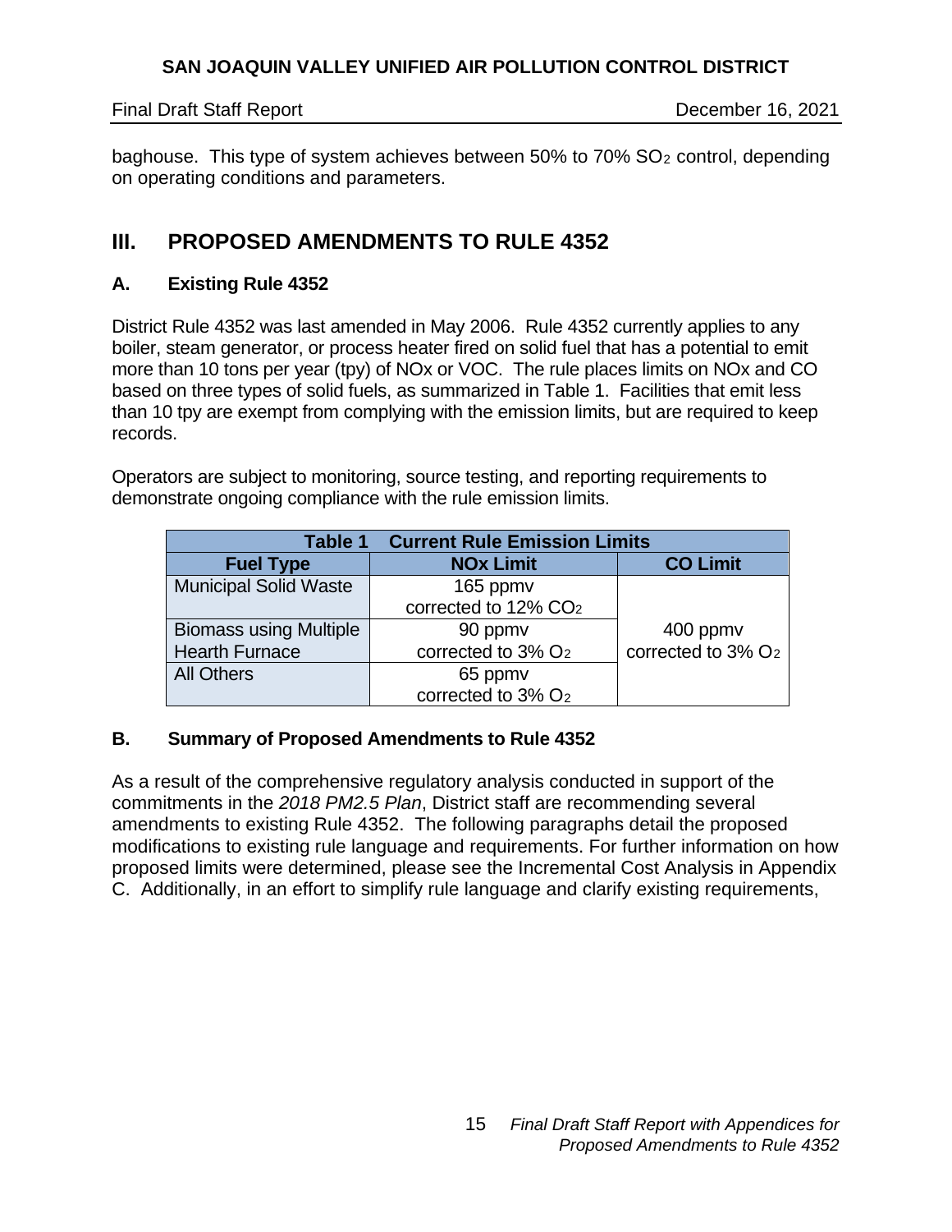baghouse. This type of system achieves between 50% to 70% $SO_2$ control, depending on operating conditions and parameters.

## III. PROPOSED AMENDMENTS TO RULE 4352

### A. Existing Rule 4352

District Rule 4352 was last amended in May 2006. Rule 4352 currently applies to any boiler, steam generator, or process heater fired on solid fuel that has a potential to emit more than 10 tons per year (tpy) of NOx or VOC. The rule places limits on NOx and CO based on three types of solid fuels, as summarized in Table 1. Facilities that emit less than 10 tpy are exempt from complying with the emission limits, but are required to keep records.

Operators are subject to monitoring, source testing, and reporting requirements to demonstrate ongoing compliance with the rule emission limits.

**Table 1 Current Rule Emission Limits**

| Fuel Type | NOx Limit | CO Limit |
|---|---|---|
| Municipal Solid Waste | 165 ppmv corrected to 12% $CO_2$ | 400 ppmv corrected to 3% $O_2$ |
| Biomass using Multiple Hearth Furnace | 90 ppmv corrected to 3% $O_2$ | |
| All Others | 65 ppmv corrected to 3% $O_2$ | |

### B. Summary of Proposed Amendments to Rule 4352

As a result of the comprehensive regulatory analysis conducted in support of the commitments in the *2018 PM2.5 Plan*, District staff are recommending several amendments to existing Rule 4352. The following paragraphs detail the proposed modifications to existing rule language and requirements. For further information on how proposed limits were determined, please see the Incremental Cost Analysis in Appendix C. Additionally, in an effort to simplify rule language and clarify existing requirements,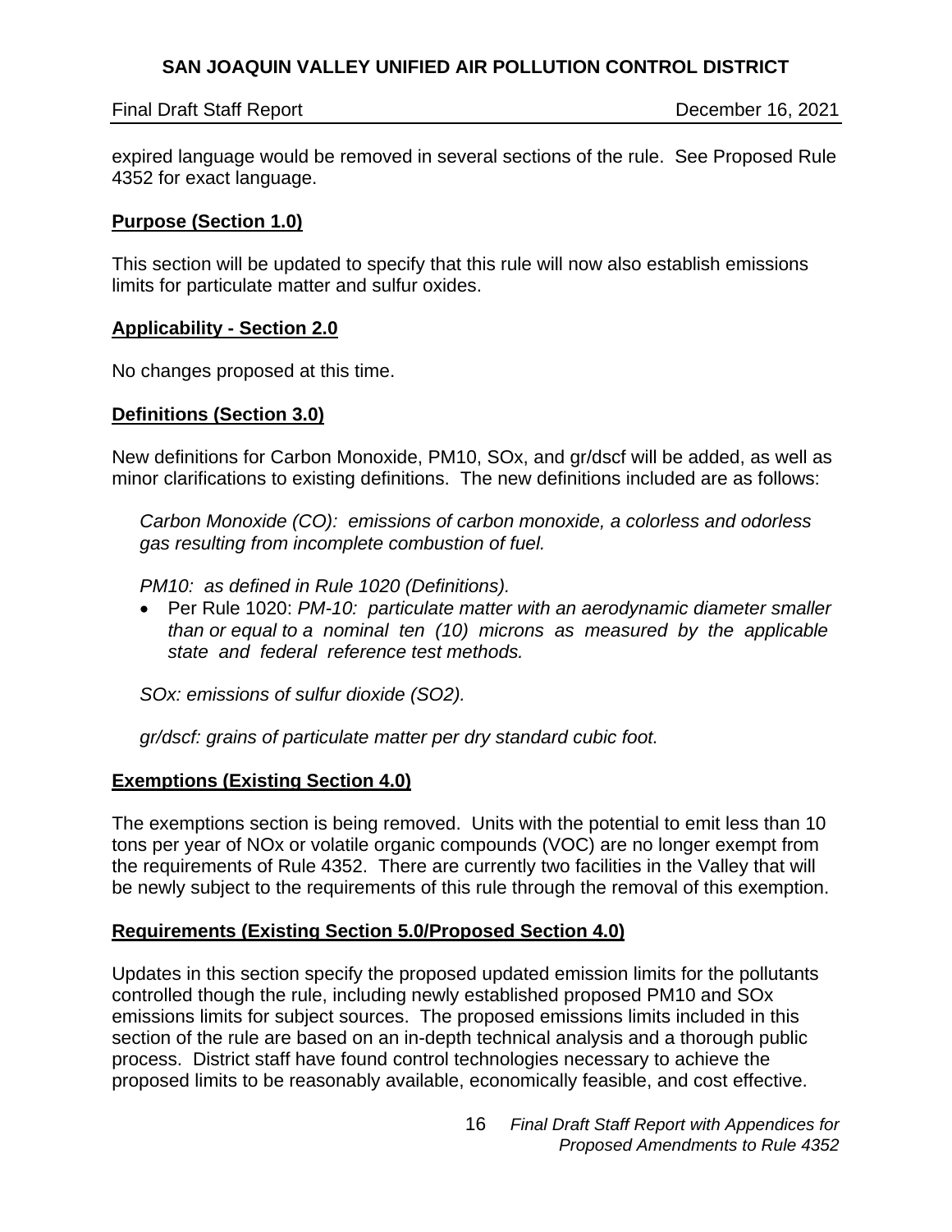expired language would be removed in several sections of the rule. See Proposed Rule 4352 for exact language.

**Purpose (Section 1.0)**

This section will be updated to specify that this rule will now also establish emissions limits for particulate matter and sulfur oxides.

**Applicability - Section 2.0**

No changes proposed at this time.

**Definitions (Section 3.0)**

New definitions for Carbon Monoxide, PM10, SOx, and gr/dscf will be added, as well as minor clarifications to existing definitions. The new definitions included are as follows:

*Carbon Monoxide (CO): emissions of carbon monoxide, a colorless and odorless gas resulting from incomplete combustion of fuel.*

*PM10: as defined in Rule 1020 (Definitions).*

- Per Rule 1020: *PM-10: particulate matter with an aerodynamic diameter smaller than or equal to a nominal ten (10) microns as measured by the applicable state and federal reference test methods.*

*SOx: emissions of sulfur dioxide (SO2).*

*gr/dscf: grains of particulate matter per dry standard cubic foot.*

**Exemptions (Existing Section 4.0)**

The exemptions section is being removed. Units with the potential to emit less than 10 tons per year of NOx or volatile organic compounds (VOC) are no longer exempt from the requirements of Rule 4352. There are currently two facilities in the Valley that will be newly subject to the requirements of this rule through the removal of this exemption.

**Requirements (Existing Section 5.0/Proposed Section 4.0)**

Updates in this section specify the proposed updated emission limits for the pollutants controlled though the rule, including newly established proposed PM10 and SOx emissions limits for subject sources. The proposed emissions limits included in this section of the rule are based on an in-depth technical analysis and a thorough public process. District staff have found control technologies necessary to achieve the proposed limits to be reasonably available, economically feasible, and cost effective.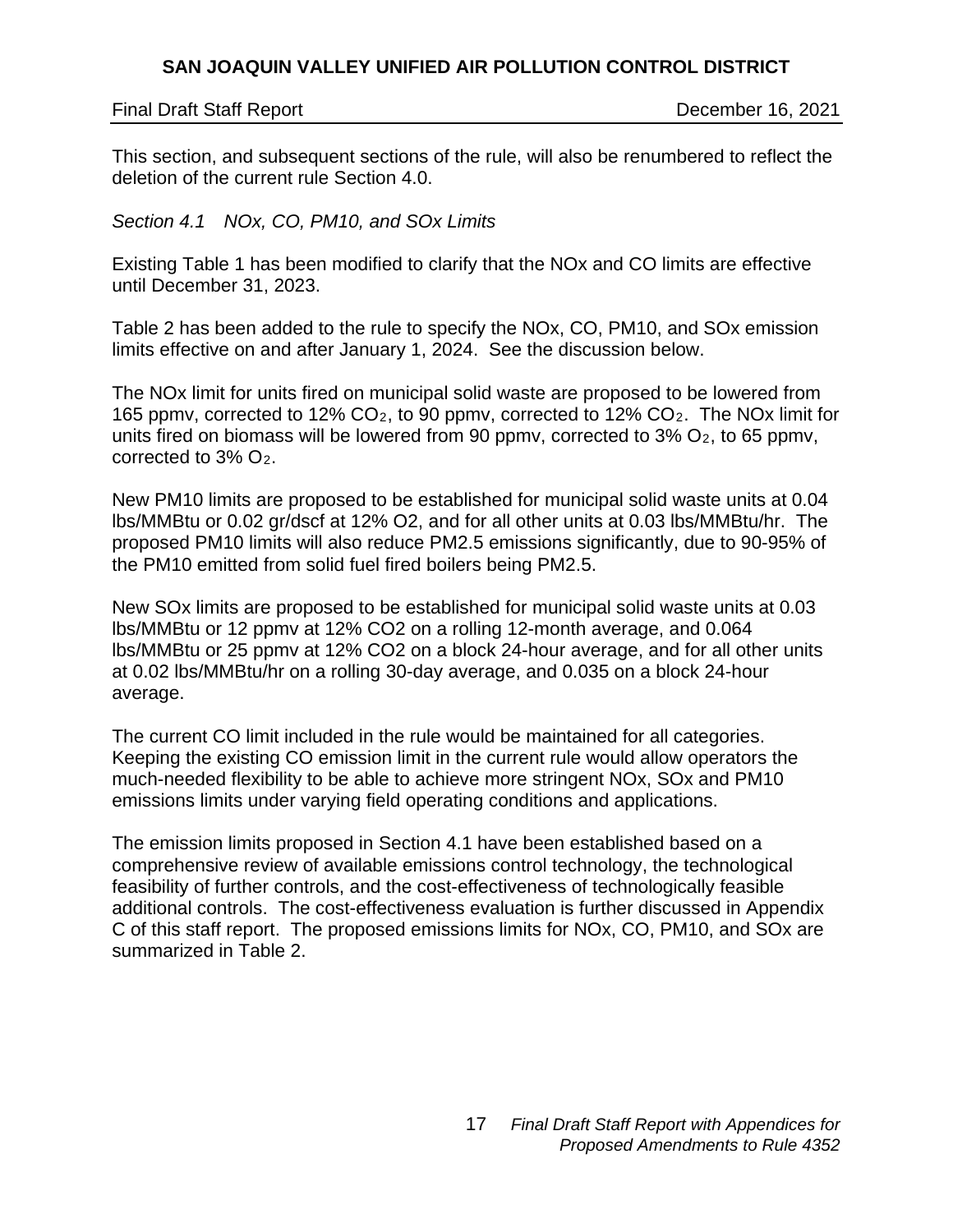This section, and subsequent sections of the rule, will also be renumbered to reflect the deletion of the current rule Section 4.0.

*Section 4.1 NOx, CO, PM10, and SOx Limits*

Existing Table 1 has been modified to clarify that the NOx and CO limits are effective until December 31, 2023.

Table 2 has been added to the rule to specify the NOx, CO, PM10, and SOx emission limits effective on and after January 1, 2024. See the discussion below.

The NOx limit for units fired on municipal solid waste are proposed to be lowered from 165 ppmv, corrected to 12% $CO_2$, to 90 ppmv, corrected to 12% $CO_2$. The NOx limit for units fired on biomass will be lowered from 90 ppmv, corrected to 3% $O_2$, to 65 ppmv, corrected to 3% $O_2$.

New PM10 limits are proposed to be established for municipal solid waste units at 0.04 lbs/MMBtu or 0.02 gr/dscf at 12% O2, and for all other units at 0.03 lbs/MMBtu/hr. The proposed PM10 limits will also reduce PM2.5 emissions significantly, due to 90-95% of the PM10 emitted from solid fuel fired boilers being PM2.5.

New SOx limits are proposed to be established for municipal solid waste units at 0.03 lbs/MMBtu or 12 ppmv at 12% CO2 on a rolling 12-month average, and 0.064 lbs/MMBtu or 25 ppmv at 12% CO2 on a block 24-hour average, and for all other units at 0.02 lbs/MMBtu/hr on a rolling 30-day average, and 0.035 on a block 24-hour average.

The current CO limit included in the rule would be maintained for all categories. Keeping the existing CO emission limit in the current rule would allow operators the much-needed flexibility to be able to achieve more stringent NOx, SOx and PM10 emissions limits under varying field operating conditions and applications.

The emission limits proposed in Section 4.1 have been established based on a comprehensive review of available emissions control technology, the technological feasibility of further controls, and the cost-effectiveness of technologically feasible additional controls. The cost-effectiveness evaluation is further discussed in Appendix C of this staff report. The proposed emissions limits for NOx, CO, PM10, and SOx are summarized in Table 2.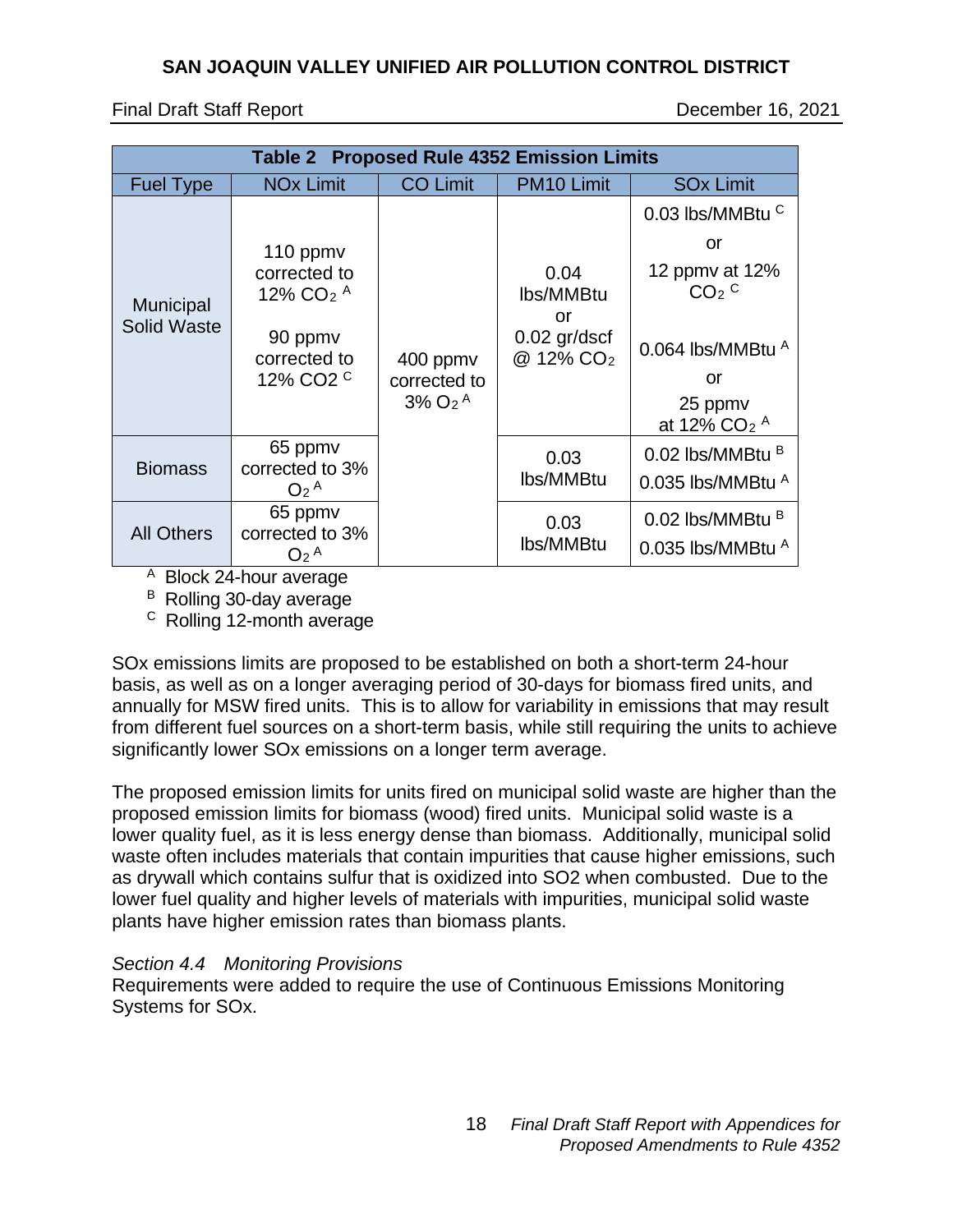**Table 2 Proposed Rule 4352 Emission Limits**

| Fuel Type | NOx Limit | CO Limit | PM10 Limit | SOx Limit |
|---|---|---|---|---|
| Municipal Solid Waste | 110 ppmv corrected to 12% $CO_2$ [A]<br><br>90 ppmv corrected to 12% CO2 [C] | 400 ppmv corrected to 3% $O_2$ [A] | 0.04 lbs/MMBtu or 0.02 gr/dscf @ 12% $CO_2$ | 0.03 lbs/MMBtu [C] or 12 ppmv at 12% $CO_2$ [C]<br><br>0.064 lbs/MMBtu [A] or 25 ppmv at 12% $CO_2$ [A] |
| Biomass | 65 ppmv corrected to 3% $O_2$ [A] | | 0.03 lbs/MMBtu | 0.02 lbs/MMBtu [B]<br>0.035 lbs/MMBtu [A] |
| All Others | 65 ppmv corrected to 3% $O_2$ [A] | | 0.03 lbs/MMBtu | 0.02 lbs/MMBtu [B]<br>0.035 lbs/MMBtu [A] |

[A] Block 24-hour average
[B] Rolling 30-day average
[C] Rolling 12-month average

SOx emissions limits are proposed to be established on both a short-term 24-hour basis, as well as on a longer averaging period of 30-days for biomass fired units, and annually for MSW fired units. This is to allow for variability in emissions that may result from different fuel sources on a short-term basis, while still requiring the units to achieve significantly lower SOx emissions on a longer term average.

The proposed emission limits for units fired on municipal solid waste are higher than the proposed emission limits for biomass (wood) fired units. Municipal solid waste is a lower quality fuel, as it is less energy dense than biomass. Additionally, municipal solid waste often includes materials that contain impurities that cause higher emissions, such as drywall which contains sulfur that is oxidized into SO2 when combusted. Due to the lower fuel quality and higher levels of materials with impurities, municipal solid waste plants have higher emission rates than biomass plants.

*Section 4.4 Monitoring Provisions*

Requirements were added to require the use of Continuous Emissions Monitoring Systems for SOx.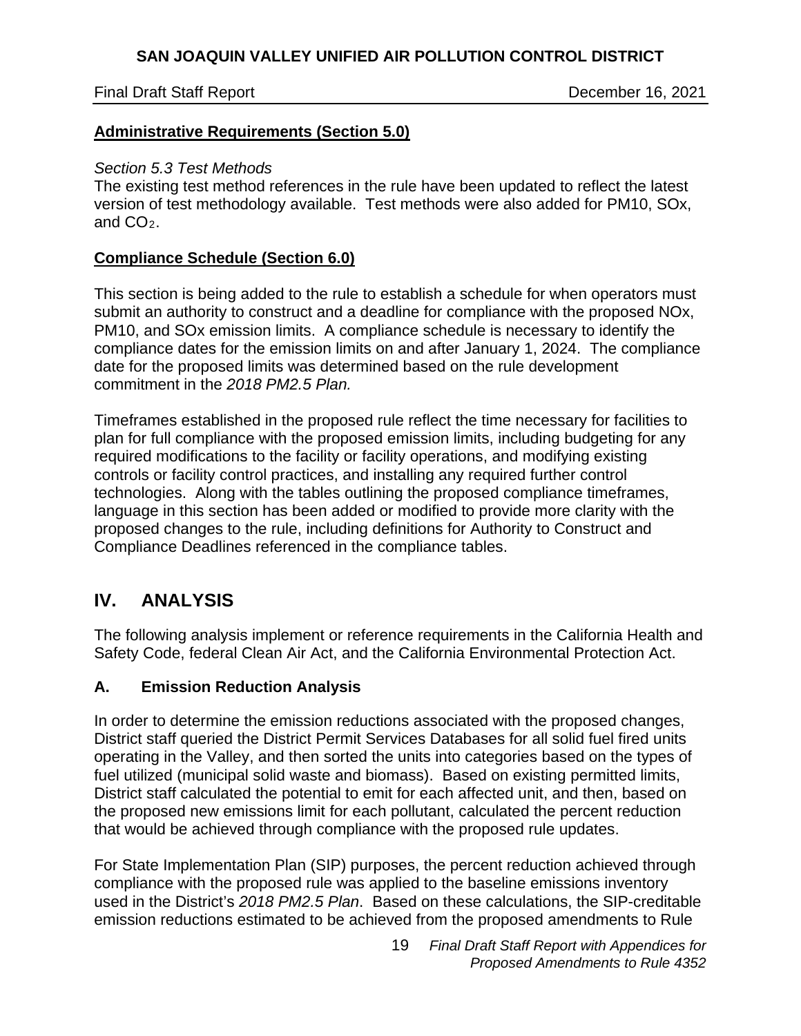**Administrative Requirements (Section 5.0)**

*Section 5.3 Test Methods*

The existing test method references in the rule have been updated to reflect the latest version of test methodology available. Test methods were also added for PM10, SOx, and $CO_2$.

**Compliance Schedule (Section 6.0)**

This section is being added to the rule to establish a schedule for when operators must submit an authority to construct and a deadline for compliance with the proposed NOx, PM10, and SOx emission limits. A compliance schedule is necessary to identify the compliance dates for the emission limits on and after January 1, 2024. The compliance date for the proposed limits was determined based on the rule development commitment in the *2018 PM2.5 Plan.*

Timeframes established in the proposed rule reflect the time necessary for facilities to plan for full compliance with the proposed emission limits, including budgeting for any required modifications to the facility or facility operations, and modifying existing controls or facility control practices, and installing any required further control technologies. Along with the tables outlining the proposed compliance timeframes, language in this section has been added or modified to provide more clarity with the proposed changes to the rule, including definitions for Authority to Construct and Compliance Deadlines referenced in the compliance tables.

# IV. ANALYSIS

The following analysis implement or reference requirements in the California Health and Safety Code, federal Clean Air Act, and the California Environmental Protection Act.

## A. Emission Reduction Analysis

In order to determine the emission reductions associated with the proposed changes, District staff queried the District Permit Services Databases for all solid fuel fired units operating in the Valley, and then sorted the units into categories based on the types of fuel utilized (municipal solid waste and biomass). Based on existing permitted limits, District staff calculated the potential to emit for each affected unit, and then, based on the proposed new emissions limit for each pollutant, calculated the percent reduction that would be achieved through compliance with the proposed rule updates.

For State Implementation Plan (SIP) purposes, the percent reduction achieved through compliance with the proposed rule was applied to the baseline emissions inventory used in the District's *2018 PM2.5 Plan*. Based on these calculations, the SIP-creditable emission reductions estimated to be achieved from the proposed amendments to Rule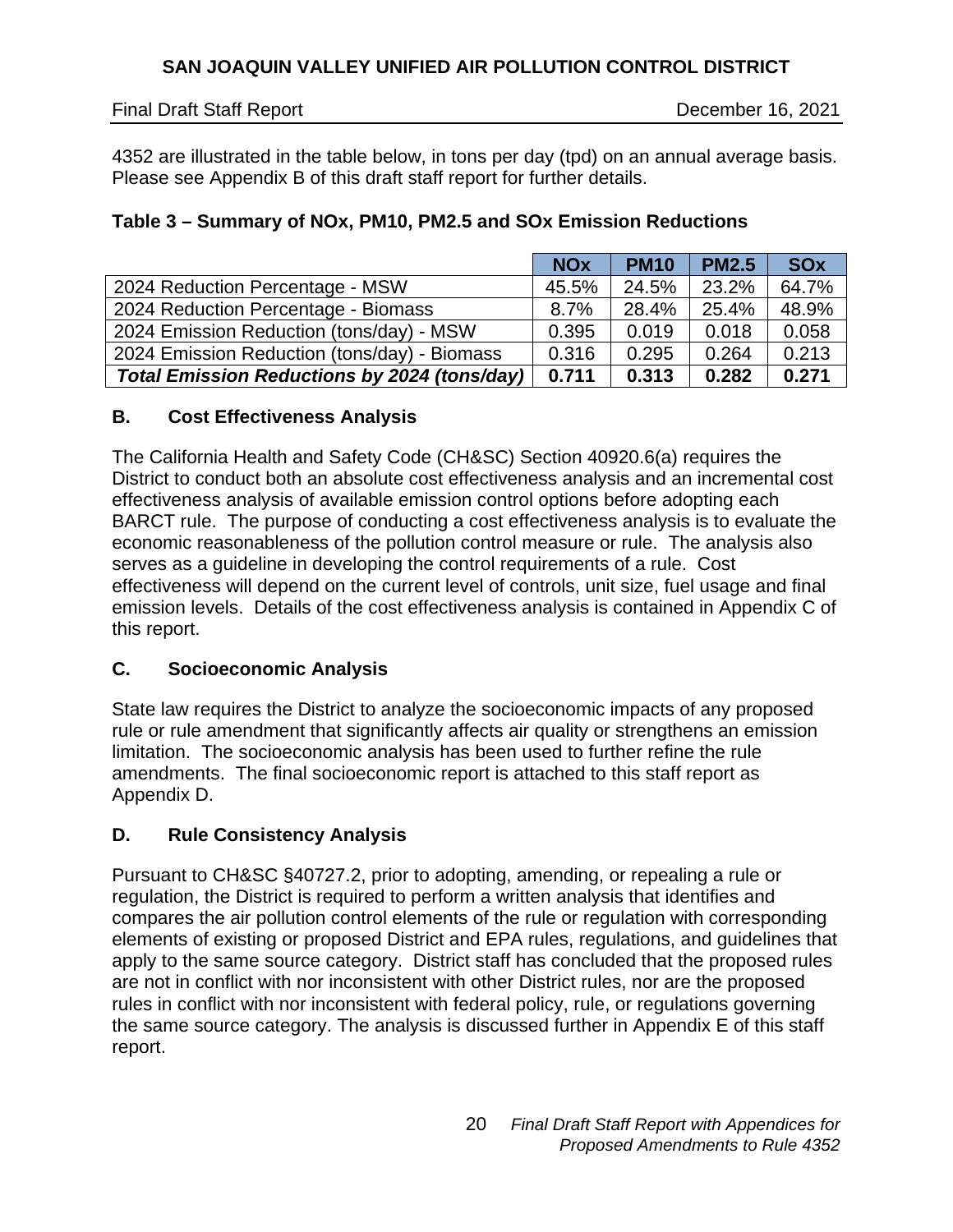4352 are illustrated in the table below, in tons per day (tpd) on an annual average basis. Please see Appendix B of this draft staff report for further details.

**Table 3 – Summary of NOx, PM10, PM2.5 and SOx Emission Reductions**

| | NOx | PM10 | PM2.5 | SOx |
|---|---|---|---|---|
| 2024 Reduction Percentage - MSW | 45.5% | 24.5% | 23.2% | 64.7% |
| 2024 Reduction Percentage - Biomass | 8.7% | 28.4% | 25.4% | 48.9% |
| 2024 Emission Reduction (tons/day) - MSW | 0.395 | 0.019 | 0.018 | 0.058 |
| 2024 Emission Reduction (tons/day) - Biomass | 0.316 | 0.295 | 0.264 | 0.213 |
| ***Total Emission Reductions by 2024 (tons/day)*** | **0.711** | **0.313** | **0.282** | **0.271** |

## B. Cost Effectiveness Analysis

The California Health and Safety Code (CH&SC) Section 40920.6(a) requires the District to conduct both an absolute cost effectiveness analysis and an incremental cost effectiveness analysis of available emission control options before adopting each BARCT rule. The purpose of conducting a cost effectiveness analysis is to evaluate the economic reasonableness of the pollution control measure or rule. The analysis also serves as a guideline in developing the control requirements of a rule. Cost effectiveness will depend on the current level of controls, unit size, fuel usage and final emission levels. Details of the cost effectiveness analysis is contained in Appendix C of this report.

## C. Socioeconomic Analysis

State law requires the District to analyze the socioeconomic impacts of any proposed rule or rule amendment that significantly affects air quality or strengthens an emission limitation. The socioeconomic analysis has been used to further refine the rule amendments. The final socioeconomic report is attached to this staff report as Appendix D.

## D. Rule Consistency Analysis

Pursuant to CH&SC §40727.2, prior to adopting, amending, or repealing a rule or regulation, the District is required to perform a written analysis that identifies and compares the air pollution control elements of the rule or regulation with corresponding elements of existing or proposed District and EPA rules, regulations, and guidelines that apply to the same source category. District staff has concluded that the proposed rules are not in conflict with nor inconsistent with other District rules, nor are the proposed rules in conflict with nor inconsistent with federal policy, rule, or regulations governing the same source category. The analysis is discussed further in Appendix E of this staff report.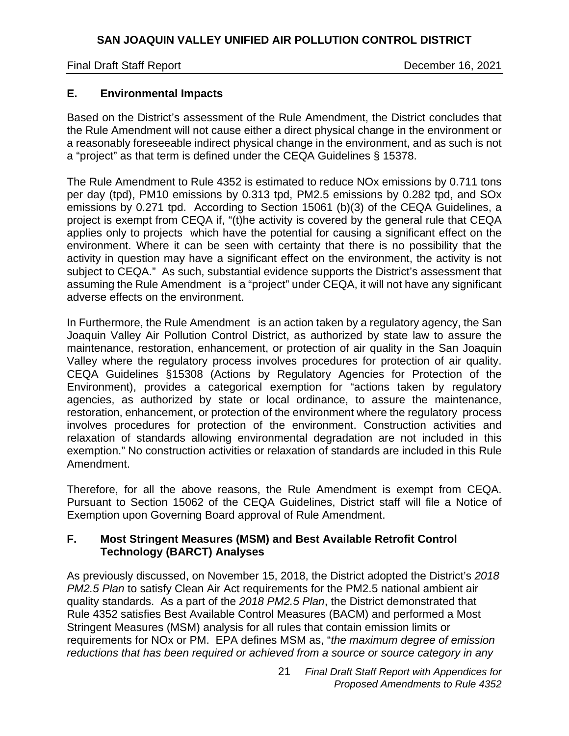## E. Environmental Impacts

Based on the District's assessment of the Rule Amendment, the District concludes that the Rule Amendment will not cause either a direct physical change in the environment or a reasonably foreseeable indirect physical change in the environment, and as such is not a "project" as that term is defined under the CEQA Guidelines § 15378.

The Rule Amendment to Rule 4352 is estimated to reduce NOx emissions by 0.711 tons per day (tpd), PM10 emissions by 0.313 tpd, PM2.5 emissions by 0.282 tpd, and SOx emissions by 0.271 tpd. According to Section 15061 (b)(3) of the CEQA Guidelines, a project is exempt from CEQA if, "(t)he activity is covered by the general rule that CEQA applies only to projects which have the potential for causing a significant effect on the environment. Where it can be seen with certainty that there is no possibility that the activity in question may have a significant effect on the environment, the activity is not subject to CEQA." As such, substantial evidence supports the District's assessment that assuming the Rule Amendment is a "project" under CEQA, it will not have any significant adverse effects on the environment.

In Furthermore, the Rule Amendment is an action taken by a regulatory agency, the San Joaquin Valley Air Pollution Control District, as authorized by state law to assure the maintenance, restoration, enhancement, or protection of air quality in the San Joaquin Valley where the regulatory process involves procedures for protection of air quality. CEQA Guidelines §15308 (Actions by Regulatory Agencies for Protection of the Environment), provides a categorical exemption for "actions taken by regulatory agencies, as authorized by state or local ordinance, to assure the maintenance, restoration, enhancement, or protection of the environment where the regulatory process involves procedures for protection of the environment. Construction activities and relaxation of standards allowing environmental degradation are not included in this exemption." No construction activities or relaxation of standards are included in this Rule Amendment.

Therefore, for all the above reasons, the Rule Amendment is exempt from CEQA. Pursuant to Section 15062 of the CEQA Guidelines, District staff will file a Notice of Exemption upon Governing Board approval of Rule Amendment.

## F. Most Stringent Measures (MSM) and Best Available Retrofit Control Technology (BARCT) Analyses

As previously discussed, on November 15, 2018, the District adopted the District's *2018 PM2.5 Plan* to satisfy Clean Air Act requirements for the PM2.5 national ambient air quality standards. As a part of the *2018 PM2.5 Plan*, the District demonstrated that Rule 4352 satisfies Best Available Control Measures (BACM) and performed a Most Stringent Measures (MSM) analysis for all rules that contain emission limits or requirements for NOx or PM. EPA defines MSM as, "*the maximum degree of emission reductions that has been required or achieved from a source or source category in any*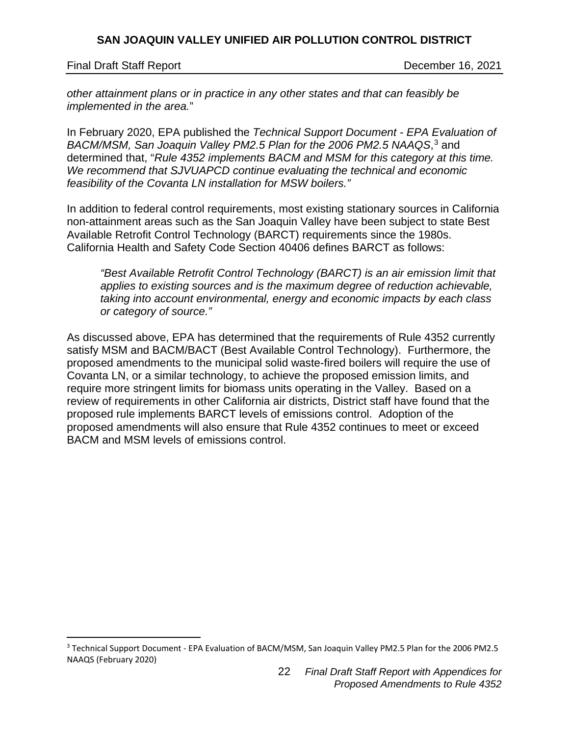*other attainment plans or in practice in any other states and that can feasibly be implemented in the area.*"

In February 2020, EPA published the *Technical Support Document - EPA Evaluation of BACM/MSM, San Joaquin Valley PM2.5 Plan for the 2006 PM2.5 NAAQS*,[3] and determined that, "*Rule 4352 implements BACM and MSM for this category at this time. We recommend that SJVUAPCD continue evaluating the technical and economic feasibility of the Covanta LN installation for MSW boilers.*"

In addition to federal control requirements, most existing stationary sources in California non-attainment areas such as the San Joaquin Valley have been subject to state Best Available Retrofit Control Technology (BARCT) requirements since the 1980s. California Health and Safety Code Section 40406 defines BARCT as follows:

> *"Best Available Retrofit Control Technology (BARCT) is an air emission limit that applies to existing sources and is the maximum degree of reduction achievable, taking into account environmental, energy and economic impacts by each class or category of source."*

As discussed above, EPA has determined that the requirements of Rule 4352 currently satisfy MSM and BACM/BACT (Best Available Control Technology). Furthermore, the proposed amendments to the municipal solid waste-fired boilers will require the use of Covanta LN, or a similar technology, to achieve the proposed emission limits, and require more stringent limits for biomass units operating in the Valley. Based on a review of requirements in other California air districts, District staff have found that the proposed rule implements BARCT levels of emissions control. Adoption of the proposed amendments will also ensure that Rule 4352 continues to meet or exceed BACM and MSM levels of emissions control.

---

[3] Technical Support Document - EPA Evaluation of BACM/MSM, San Joaquin Valley PM2.5 Plan for the 2006 PM2.5 NAAQS (February 2020)